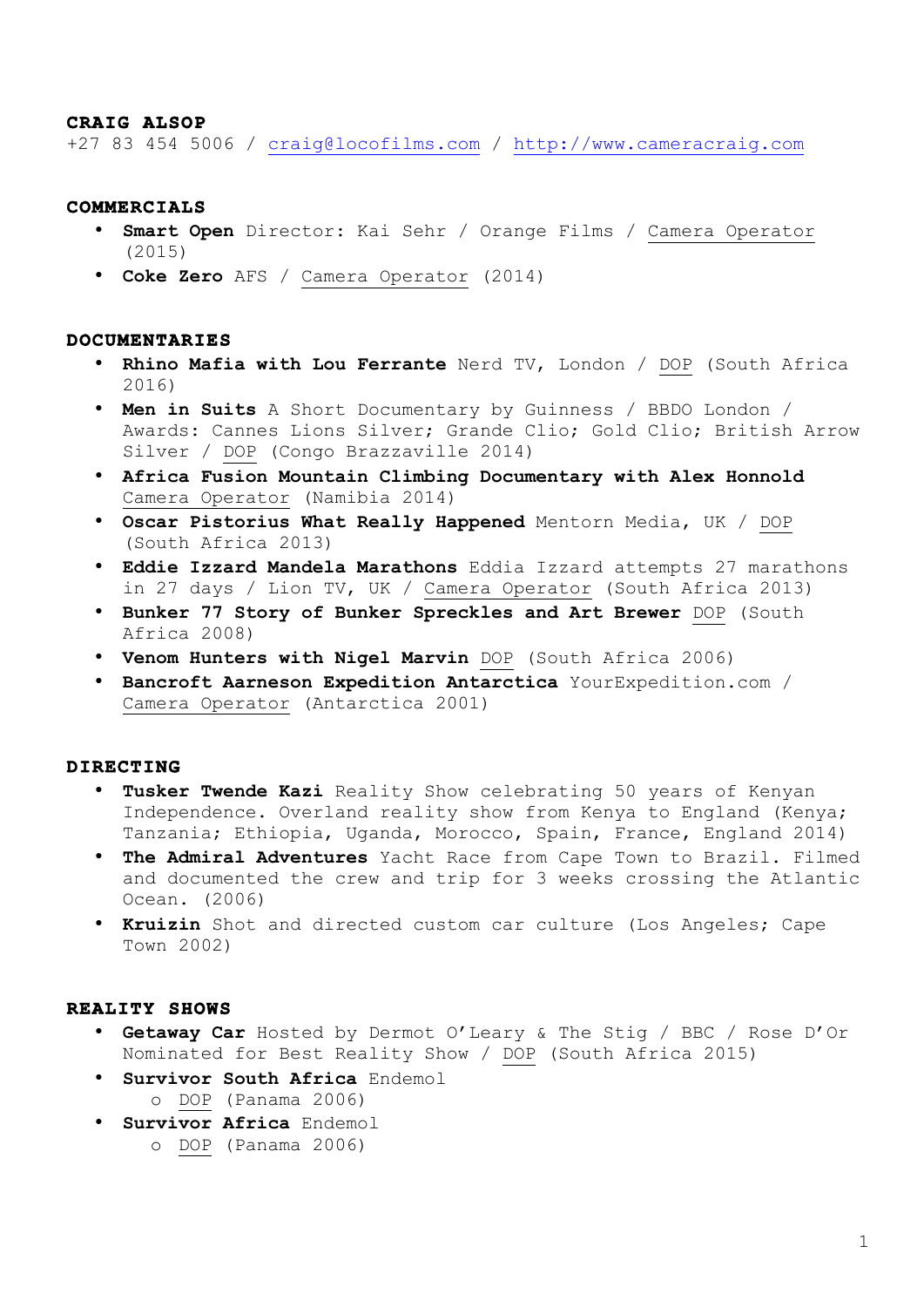**CRAIG ALSOP**

+27 83 454 5006 / craig@locofilms.com / http://www.cameracraig.com

## COMMERCIALS

- **Smart Open** Director: Kai Sehr / Orange Films / Camera Operator (2015)
- **Coke Zero** AFS / Camera Operator (2014)

## DOCUMENTARIES

- **Rhino Mafia with Lou Ferrante** Nerd TV, London / DOP (South Africa 2016)
- **Men in Suits** A Short Documentary by Guinness / BBDO London / Awards: Cannes Lions Silver; Grande Clio; Gold Clio; British Arrow Silver / DOP (Congo Brazzaville 2014)
- **Africa Fusion Mountain Climbing Documentary with Alex Honnold** Camera Operator (Namibia 2014)
- **Oscar Pistorius What Really Happened** Mentorn Media, UK / DOP (South Africa 2013)
- **Eddie Izzard Mandela Marathons** Eddia Izzard attempts 27 marathons in 27 days / Lion TV, UK / Camera Operator (South Africa 2013)
- **Bunker 77 Story of Bunker Spreckles and Art Brewer** DOP (South Africa 2008)
- **Venom Hunters with Nigel Marvin** DOP (South Africa 2006)
- **Bancroft Aarneson Expedition Antarctica** YourExpedition.com / Camera Operator (Antarctica 2001)

## DIRECTING

- **Tusker Twende Kazi** Reality Show celebrating 50 years of Kenyan Independence. Overland reality show from Kenya to England (Kenya; Tanzania; Ethiopia, Uganda, Morocco, Spain, France, England 2014)
- **The Admiral Adventures** Yacht Race from Cape Town to Brazil. Filmed and documented the crew and trip for 3 weeks crossing the Atlantic Ocean. (2006)
- **Kruizin** Shot and directed custom car culture (Los Angeles; Cape Town 2002)

## REALITY SHOWS

- **Getaway Car** Hosted by Dermot O'Leary & The Stig / BBC / Rose D'Or Nominated for Best Reality Show / DOP (South Africa 2015)
- **Survivor South Africa** Endemol
  - DOP (Panama 2006)
- **Survivor Africa** Endemol
  - DOP (Panama 2006)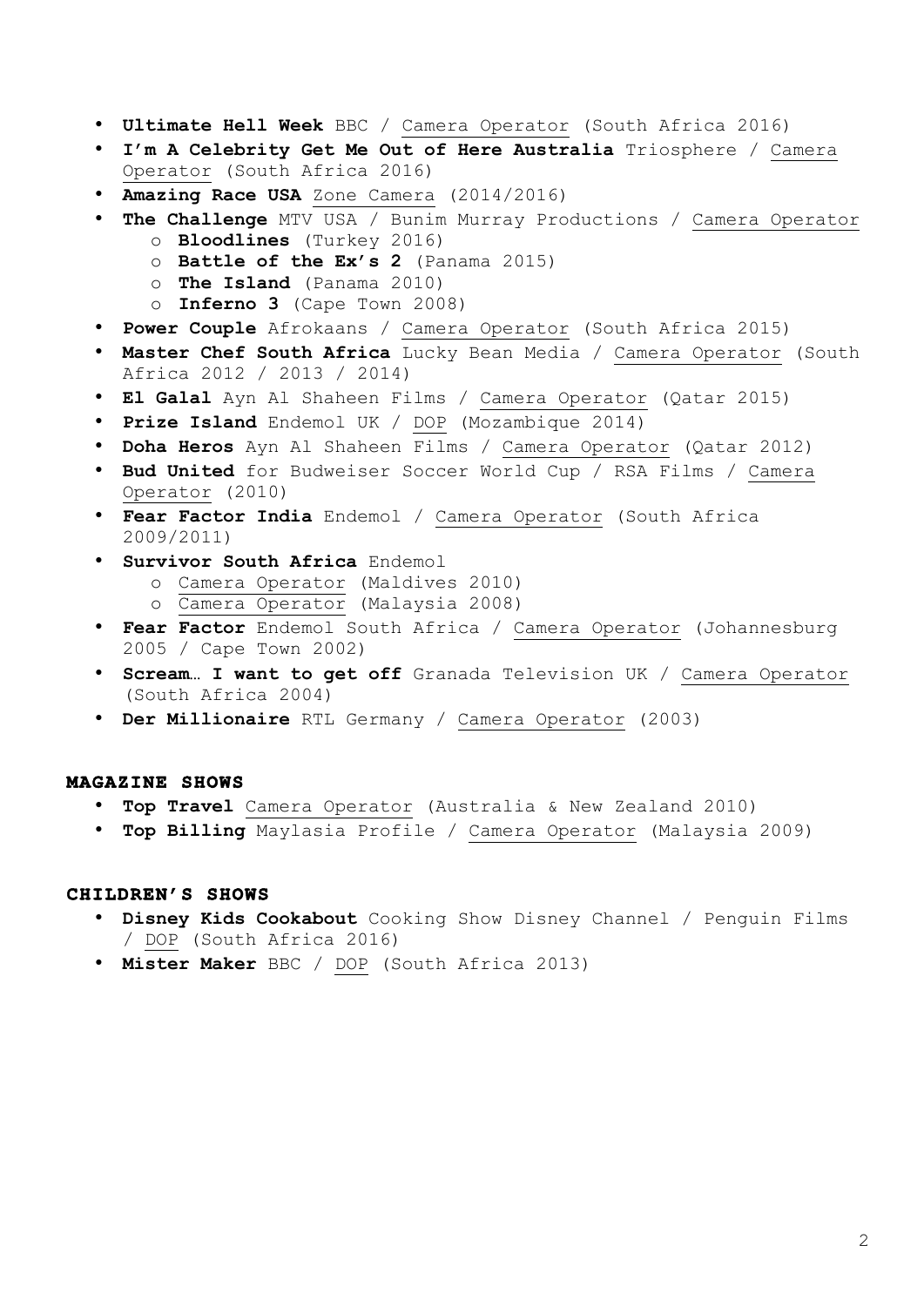- **Ultimate Hell Week** BBC / Camera Operator (South Africa 2016)
- **I'm A Celebrity Get Me Out of Here Australia** Triosphere / Camera Operator (South Africa 2016)
- **Amazing Race USA** Zone Camera (2014/2016)
- **The Challenge** MTV USA / Bunim Murray Productions / Camera Operator
  - **Bloodlines** (Turkey 2016)
  - **Battle of the Ex's 2** (Panama 2015)
  - **The Island** (Panama 2010)
  - **Inferno 3** (Cape Town 2008)
- **Power Couple** Afrokaans / Camera Operator (South Africa 2015)
- **Master Chef South Africa** Lucky Bean Media / Camera Operator (South Africa 2012 / 2013 / 2014)
- **El Galal** Ayn Al Shaheen Films / Camera Operator (Qatar 2015)
- **Prize Island** Endemol UK / DOP (Mozambique 2014)
- **Doha Heros** Ayn Al Shaheen Films / Camera Operator (Qatar 2012)
- **Bud United** for Budweiser Soccer World Cup / RSA Films / Camera Operator (2010)
- **Fear Factor India** Endemol / Camera Operator (South Africa 2009/2011)
- **Survivor South Africa** Endemol
  - Camera Operator (Maldives 2010)
  - Camera Operator (Malaysia 2008)
- **Fear Factor** Endemol South Africa / Camera Operator (Johannesburg 2005 / Cape Town 2002)
- **Scream… I want to get off** Granada Television UK / Camera Operator (South Africa 2004)
- **Der Millionaire** RTL Germany / Camera Operator (2003)

**MAGAZINE SHOWS**

- **Top Travel** Camera Operator (Australia & New Zealand 2010)
- **Top Billing** Maylasia Profile / Camera Operator (Malaysia 2009)

**CHILDREN'S SHOWS**

- **Disney Kids Cookabout** Cooking Show Disney Channel / Penguin Films / DOP (South Africa 2016)
- **Mister Maker** BBC / DOP (South Africa 2013)